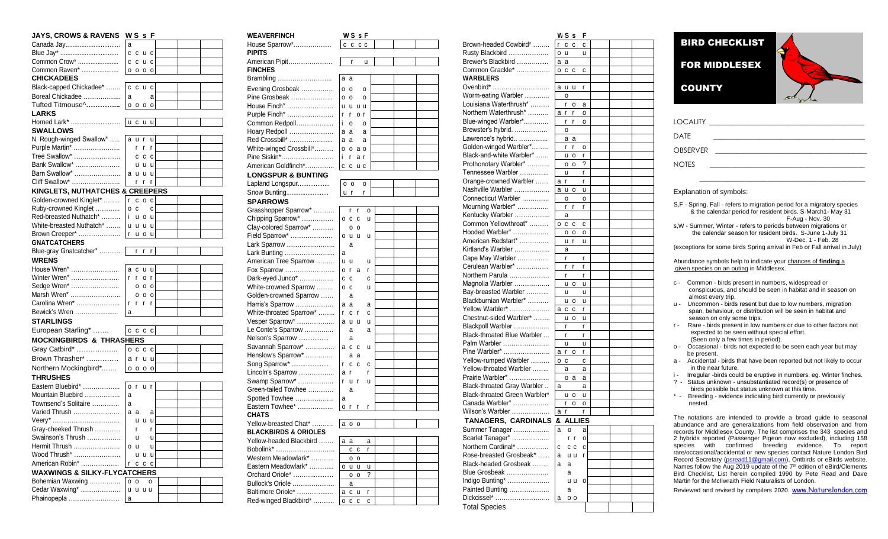# BIRD CHECKLIST FOR MIDDLESEX COUNTY

LOCALITY ____________________

DATE ____________________

OBSERVER ____________________

NOTES ____________________

____________________

Explanation of symbols:

S,F - Spring, Fall - refers to migration period for a migratory species & the calendar period for resident birds. S-March1- May 31 F-Aug - Nov. 30

s,W - Summer, Winter - refers to periods between migrations or the calendar season for resident birds. S-June 1-July 31 W-Dec. 1 - Feb. 28

(exceptions for some birds Spring arrival in Feb or Fall arrival in July)

Abundance symbols help to indicate your **chances of finding** a given species on an outing in Middlesex.

- c - Common - birds present in numbers, widespread or conspicuous, and should be seen in habitat and in season on almost every trip.
- u - Uncommon - birds resent but due to low numbers, migration span, behaviour, or distribution will be seen in habitat and season on only some trips.
- r - Rare - birds present in low numbers or due to other factors not expected to be seen without special effort. (Seen only a few times in period).
- o - Occasional - birds not expected to be seen each year but may be present.
- a - Accidental - birds that have been reported but not likely to occur in the near future.
- i - Irregular -birds could be eruptive in numbers. eg. Winter finches.
- ? - Status unknown - unsubstantiated record(s) or presence of birds possible but status unknown at this time.
- \* - Breeding - evidence indicating bird currently or previously nested.

The notations are intended to provide a broad guide to seasonal abundance and are generalizations from field observation and from records for Middlesex County. The list comprises the 343 species and 2 hybrids reported (Passenger Pigeon now excluded), including 158 species with confirmed breeding evidence. To report rare/occasional/accidental or new species contact Nature London Bird Record Secretary (psread11@gmail.com), Ontbirds or eBirds website. Names follow the Aug 2019 update of the 7th edition of eBird/Clements Bird Checklist, List herein compiled 1990 by Pete Read and Dave Martin for the McIlwraith Field Naturalists of London.

Reviewed and revised by compilers 2020. www.Naturelondon.com

## JAYS, CROWS & RAVENS

| Species | S | s | W | F | | | |
|---|---|---|---|---|---|---|---|
| Canada Jay | a | | | | | | |
| Blue Jay* | c | c | u | c | | | |
| Common Crow* | c | c | u | c | | | |
| Common Raven* | o | o | o | o | | | |
| **CHICKADEES** | | | | | | | |
| Black-capped Chickadee* | c | c | u | c | | | |
| Boreal Chickadee | a | | | a | | | |
| Tufted Titmouse^ | o | o | o | o | | | |
| **LARKS** | | | | | | | |
| Horned Lark* | u | c | u | u | | | |
| **SWALLOWS** | | | | | | | |
| N. Rough-winged Swallow* | a | u | r | u | | | |
| Purple Martin* | | r | r | r | | | |
| Tree Swallow* | | c | c | c | | | |
| Bank Swallow* | | u | u | u | | | |
| Barn Swallow* | a | u | u | u | | | |
| Cliff Swallow* | | r | r | r | | | |
| **KINGLETS, NUTHATCHES & CREEPERS** | | | | | | | |
| Golden-crowned Kinglet* | r | c | o | c | | | |
| Ruby-crowned Kinglet | o | c | | c | | | |
| Red-breasted Nuthatch* | i | u | o | u | | | |
| White-breasted Nuthatch* | u | u | u | u | | | |
| Brown Creeper* | r | u | o | u | | | |
| **GNATCATCHERS** | | | | | | | |
| Blue-gray Gnatcatcher* | | r | r | r | | | |
| **WRENS** | | | | | | | |
| House Wren* | a | c | u | u | | | |
| Winter Wren* | r | r | o | r | | | |
| Sedge Wren* | | o | o | o | | | |
| Marsh Wren* | | o | o | o | | | |
| Carolina Wren* | r | r | r | r | | | |
| Bewick's Wren | a | | | | | | |
| **STARLINGS** | | | | | | | |
| European Starling* | c | c | c | c | | | |
| **MOCKINGBIRDS & THRASHERS** | | | | | | | |
| Gray Catbird* | o | c | c | c | | | |
| Brown Thrasher* | a | r | u | u | | | |
| Northern Mockingbird* | o | o | o | o | | | |
| **THRUSHES** | | | | | | | |
| Eastern Bluebird* | o | r | u | r | | | |
| Mountain Bluebird | a | | | | | | |
| Townsend's Solitaire | a | | | | | | |
| Varied Thrush | a | a | | a | | | |
| Veery* | | u | u | u | | | |
| Gray-cheeked Thrush | | r | | r | | | |
| Swainson's Thrush | | u | | u | | | |
| Hermit Thrush | o | u | | u | | | |
| Wood Thrush* | | u | u | u | | | |
| American Robin* | r | c | c | c | | | |
| **WAXWINGS & SILKY-FLYCATCHERS** | | | | | | | |
| Bohemian Waxwing | o | o | | o | | | |
| Cedar Waxwing* | u | u | u | u | | | |
| Phainopepla | a | | | | | | |

## WEAVERFINCH

| Species | W | S | s | F | | | |
|---|---|---|---|---|---|---|---|
| House Sparrow* | c | c | c | c | | | |
| **PIPITS** | | | | | | | |
| American Pipit | | r | | u | | | |
| **FINCHES** | | | | | | | |
| Brambling | a | a | | | | | |
| Evening Grosbeak | o | o | | o | | | |
| Pine Grosbeak | o | o | | o | | | |
| House Finch* | u | u | u | u | | | |
| Purple Finch* | r | r | o | r | | | |
| Common Redpoll | i | o | | o | | | |
| Hoary Redpoll | a | a | | a | | | |
| Red Crossbill* | a | a | | a | | | |
| White-winged Crossbill* | o | o | a | o | | | |
| Pine Siskin* | i | r | a | r | | | |
| American Goldfinch* | c | c | u | c | | | |
| **LONGSPUR & BUNTING** | | | | | | | |
| Lapland Longspur | o | o | | o | | | |
| Snow Bunting | u | r | | r | | | |
| **SPARROWS** | | | | | | | |
| Grasshopper Sparrow* | | r | r | o | | | |
| Chipping Sparrow* | o | c | c | u | | | |
| Clay-colored Sparrow* | | o | o | | | | |
| Field Sparrow* | o | u | u | u | | | |
| Lark Sparrow | | a | | | | | |
| Lark Bunting | a | | | | | | |
| American Tree Sparrow | u | u | | u | | | |
| Fox Sparrow | o | r | a | r | | | |
| Dark-eyed Junco* | c | c | | c | | | |
| White-crowned Sparrow | o | c | | u | | | |
| Golden-crowned Sparrow | | a | | | | | |
| Harris's Sparrow | a | a | | a | | | |
| White-throated Sparrow* | r | c | r | c | | | |
| Vesper Sparrow* | a | u | u | u | | | |
| Le Conte's Sparrow | | a | | a | | | |
| Nelson's Sparrow | | a | | | | | |
| Savannah Sparrow* | a | c | c | u | | | |
| Henslow's Sparrow* | | a | a | | | | |
| Song Sparrow* | r | c | c | c | | | |
| Lincoln's Sparrow | a | r | | r | | | |
| Swamp Sparrow* | r | u | r | u | | | |
| Green-tailed Towhee | | a | | | | | |
| Spotted Towhee | a | | | | | | |
| Eastern Towhee* | o | r | r | r | | | |
| **CHATS** | | | | | | | |
| Yellow-breasted Chat* | a | o | o | | | | |
| **BLACKBIRDS & ORIOLES** | | | | | | | |
| Yellow-headed Blackbird | a | a | | a | | | |
| Bobolink* | | c | c | r | | | |
| Western Meadowlark* | | o | o | | | | |
| Eastern Meadowlark* | o | u | u | u | | | |
| Orchard Oriole* | | o | o | ? | | | |
| Bullock's Oriole | | a | | | | | |
| Baltimore Oriole* | a | c | u | r | | | |
| Red-winged Blackbird* | o | c | c | c | | | |

## (continued)

| Species | W | S | s | F | | | |
|---|---|---|---|---|---|---|---|
| Brown-headed Cowbird* | r | c | c | c | | | |
| Rusty Blackbird | o | u | | u | | | |
| Brewer's Blackbird | a | a | | | | | |
| Common Grackle* | o | c | c | c | | | |
| **WARBLERS** | | | | | | | |
| Ovenbird* | a | u | u | r | | | |
| Worm-eating Warbler | | o | | | | | |
| Louisiana Waterthrush* | | r | o | a | | | |
| Northern Waterthrush* | a | r | r | o | | | |
| Blue-winged Warbler* | | r | r | o | | | |
| Brewster's hybrid. | | o | | | | | |
| Lawrence's hybrid.. | | a | a | | | | |
| Golden-winged Warbler* | | r | r | o | | | |
| Black-and-white Warbler* | | u | o | r | | | |
| Prothonotary Warbler* | | o | o | ? | | | |
| Tennessee Warbler | | u | | r | | | |
| Orange-crowned Warbler | a | r | | r | | | |
| Nashville Warbler | a | u | o | u | | | |
| Connecticut Warbler | | o | | o | | | |
| Mourning Warbler* | | r | r | r | | | |
| Kentucky Warbler | | a | | | | | |
| Common Yellowthroat* | o | c | c | c | | | |
| Hooded Warbler* | | o | o | o | | | |
| American Redstart* | | u | r | u | | | |
| Kirtland's Warbler | | a | | | | | |
| Cape May Warbler | | r | | r | | | |
| Cerulean Warbler* | | r | r | r | | | |
| Northern Parula | | r | | r | | | |
| Magnolia Warbler | | u | o | u | | | |
| Bay-breasted Warbler | | u | | u | | | |
| Blackburnian Warbler* | | u | o | u | | | |
| Yellow Warbler* | a | c | c | r | | | |
| Chestnut-sided Warbler* | | u | o | u | | | |
| Blackpoll Warbler | | r | | r | | | |
| Black-throated Blue Warbler | | r | | r | | | |
| Palm Warbler | | u | | u | | | |
| Pine Warbler* | a | r | o | r | | | |
| Yellow-rumped Warbler | o | c | | c | | | |
| Yellow-throated Warbler | | a | | a | | | |
| Prairie Warbler* | | o | a | a | | | |
| Black-throated Gray Warbler | a | | | a | | | |
| Black-throated Green Warbler* | | u | o | u | | | |
| Canada Warbler* | | r | o | o | | | |
| Wilson's Warbler | a | r | | r | | | |
| **TANAGERS, CARDINALS & ALLIES** | | | | | | | |
| Summer Tanager | a | o | | a | | | |
| Scarlet Tanager* | | r | r | o | | | |
| Northern Cardinal* | c | c | c | c | | | |
| Rose-breasted Grosbeak* | a | u | u | r | | | |
| Black-headed Grosbeak | a | a | | | | | |
| Blue Grosbeak | | a | | | | | |
| Indigo Bunting* | | u | u | o | | | |
| Painted Bunting | | a | | | | | |
| Dickcissel* | a | o | o | | | | |
| **Total Species** | | | | | | | |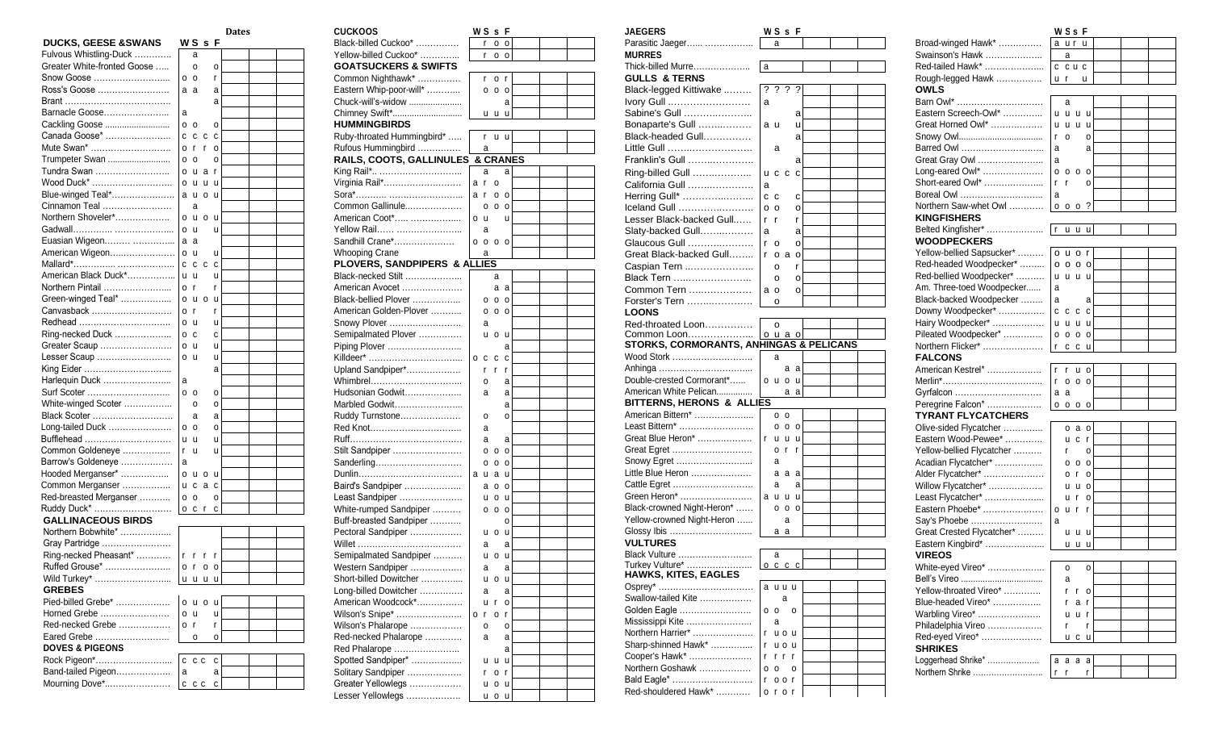| DUCKS, GEESE &SWANS | W | S | s | F | Dates | | |
|---|---|---|---|---|---|---|---|
| Fulvous Whistling-Duck | | a | | | | | |
| Greater White-fronted Goose | | o | | o | | | |
| Snow Goose | o | o | | r | | | |
| Ross's Goose | a | a | | a | | | |
| Brant | | | | a | | | |
| Barnacle Goose | a | | | | | | |
| Cackling Goose | o | o | | o | | | |
| Canada Goose* | c | c | c | c | | | |
| Mute Swan* | o | r | r | o | | | |
| Trumpeter Swan | o | o | | o | | | |
| Tundra Swan | o | u | a | r | | | |
| Wood Duck* | o | u | u | u | | | |
| Blue-winged Teal* | a | u | o | u | | | |
| Cinnamon Teal | | a | | | | | |
| Northern Shoveler* | o | u | o | u | | | |
| Gadwall | o | u | | u | | | |
| Euasian Wigeon | a | a | | | | | |
| American Wigeon | o | u | | u | | | |
| Mallard* | c | c | c | c | | | |
| American Black Duck* | u | u | | u | | | |
| Northern Pintail | o | r | | r | | | |
| Green-winged Teal* | o | u | o | u | | | |
| Canvasback | o | r | | r | | | |
| Redhead | o | u | | u | | | |
| Ring-necked Duck | o | c | | c | | | |
| Greater Scaup | o | u | | u | | | |
| Lesser Scaup | o | u | | u | | | |
| King Eider | | | | a | | | |
| Harlequin Duck | a | | | | | | |
| Surf Scoter | o | o | | o | | | |
| White-winged Scoter | | o | | o | | | |
| Black Scoter | | a | | a | | | |
| Long-tailed Duck | o | o | | o | | | |
| Bufflehead | u | u | | u | | | |
| Common Goldeneye | r | u | | u | | | |
| Barrow's Goldeneye | a | | | | | | |
| Hooded Merganser* | o | u | o | u | | | |
| Common Merganser | u | c | a | c | | | |
| Red-breasted Merganser | o | o | | o | | | |
| Ruddy Duck* | o | c | r | c | | | |
| **GALLINACEOUS BIRDS** | | | | | | | |
| Northern Bobwhite* | | | | | | | |
| Gray Partridge | | | | | | | |
| Ring-necked Pheasant* | r | r | r | r | | | |
| Ruffed Grouse* | o | r | o | o | | | |
| Wild Turkey* | u | u | u | u | | | |
| **GREBES** | | | | | | | |
| Pied-billed Grebe* | o | u | o | u | | | |
| Horned Grebe | o | u | | u | | | |
| Red-necked Grebe | o | r | | r | | | |
| Eared Grebe | | o | | o | | | |
| **DOVES & PIGEONS** | | | | | | | |
| Rock Pigeon* | c | c | c | c | | | |
| Band-tailed Pigeon | a | | | a | | | |
| Mourning Dove* | c | c | c | c | | | |

| CUCKOOS | W | S | s | F | | | |
|---|---|---|---|---|---|---|---|
| Black-billed Cuckoo* | | r | o | o | | | |
| Yellow-billed Cuckoo* | | r | o | o | | | |
| **GOATSUCKERS & SWIFTS** | | | | | | | |
| Common Nighthawk* | | r | o | r | | | |
| Eastern Whip-poor-will* | | o | o | o | | | |
| Chuck-will's-widow | | | | a | | | |
| Chimney Swift* | | u | u | u | | | |
| **HUMMINGBIRDS** | | | | | | | |
| Ruby-throated Hummingbird* | | r | u | u | | | |
| Rufous Hummingbird | | a | | | | | |
| **RAILS, COOTS, GALLINULES & CRANES** | | | | | | | |
| King Rail* | | a | | a | | | |
| Virginia Rail* | a | r | o | | | | |
| Sora* | a | r | o | o | | | |
| Common Gallinule | | o | o | o | | | |
| American Coot* | o | u | | u | | | |
| Yellow Rail | | a | | | | | |
| Sandhill Crane* | o | o | o | o | | | |
| Whooping Crane | | a | | | | | |
| **PLOVERS, SANDPIPERS & ALLIES** | | | | | | | |
| Black-necked Stilt | | | a | | | | |
| American Avocet | | | a | a | | | |
| Black-bellied Plover | | o | o | o | | | |
| American Golden-Plover | | o | o | o | | | |
| Snowy Plover | | a | | | | | |
| Semipalmated Plover | | u | o | u | | | |
| Piping Plover | | | | a | | | |
| Killdeer* | o | c | c | c | | | |
| Upland Sandpiper* | | r | r | r | | | |
| Whimbrel | | o | | a | | | |
| Hudsonian Godwit | | a | | a | | | |
| Marbled Godwit | | | | a | | | |
| Ruddy Turnstone | | o | | o | | | |
| Red Knot | | a | | | | | |
| Ruff | | a | | a | | | |
| Stilt Sandpiper | | o | o | o | | | |
| Sanderling | | o | o | o | | | |
| Dunlin | a | u | a | u | | | |
| Baird's Sandpiper | | a | o | o | | | |
| Least Sandpiper | | u | o | u | | | |
| White-rumped Sandpiper | | o | o | o | | | |
| Buff-breasted Sandpiper | | | | o | | | |
| Pectoral Sandpiper | | u | o | u | | | |
| Willet | | a | | a | | | |
| Semipalmated Sandpiper | | u | o | u | | | |
| Western Sandpiper | | a | | a | | | |
| Short-billed Dowitcher | | u | o | u | | | |
| Long-billed Dowitcher | | a | | a | | | |
| American Woodcock* | | u | r | o | | | |
| Wilson's Snipe* | o | r | o | r | | | |
| Wilson's Phalarope | | o | | o | | | |
| Red-necked Phalarope | | a | | a | | | |
| Red Phalarope | | | | a | | | |
| Spotted Sandpiper* | | u | u | u | | | |
| Solitary Sandpiper | | r | o | r | | | |
| Greater Yellowlegs | | u | o | u | | | |
| Lesser Yellowlegs | | u | o | u | | | |

| JAEGERS | W | S | s | F | | | |
|---|---|---|---|---|---|---|---|
| Parasitic Jaeger | | a | | | | | |
| **MURRES** | | | | | | | |
| Thick-billed Murre | a | | | | | | |
| **GULLS & TERNS** | | | | | | | |
| Black-legged Kittiwake | ? | ? | ? | ? | | | |
| Ivory Gull | a | | | | | | |
| Sabine's Gull | | | | a | | | |
| Bonaparte's Gull | a | u | | u | | | |
| Black-headed Gull | | | | a | | | |
| Little Gull | | a | | | | | |
| Franklin's Gull | | | | a | | | |
| Ring-billed Gull | u | c | c | c | | | |
| California Gull | a | | | | | | |
| Herring Gull* | c | c | | c | | | |
| Iceland Gull | o | o | | o | | | |
| Lesser Black-backed Gull | r | r | | r | | | |
| Slaty-backed Gull | a | | | a | | | |
| Glaucous Gull | r | o | | o | | | |
| Great Black-backed Gull | r | o | a | o | | | |
| Caspian Tern | | o | | r | | | |
| Black Tern | | o | | o | | | |
| Common Tern | a | o | | o | | | |
| Forster's Tern | | o | | | | | |
| **LOONS** | | | | | | | |
| Red-throated Loon | | o | | | | | |
| Common Loon | o | u | a | o | | | |
| **STORKS, CORMORANTS, ANHINGAS & PELICANS** | | | | | | | |
| Wood Stork | | a | | | | | |
| Anhinga | | | a | a | | | |
| Double-crested Cormorant* | o | u | o | u | | | |
| American White Pelican | | | a | a | | | |
| **BITTERNS, HERONS & ALLIES** | | | | | | | |
| American Bittern* | | o | o | | | | |
| Least Bittern* | | o | o | o | | | |
| Great Blue Heron* | r | u | u | u | | | |
| Great Egret | | o | r | r | | | |
| Snowy Egret | | a | | | | | |
| Little Blue Heron | | a | a | a | | | |
| Cattle Egret | | a | | a | | | |
| Green Heron* | a | u | u | u | | | |
| Black-crowned Night-Heron* | | o | o | o | | | |
| Yellow-crowned Night-Heron | | | a | | | | |
| Glossy Ibis | | a | a | | | | |
| **VULTURES** | | | | | | | |
| Black Vulture | | a | | | | | |
| Turkey Vulture* | o | c | c | c | | | |
| **HAWKS, KITES, EAGLES** | | | | | | | |
| Osprey* | a | u | u | u | | | |
| Swallow-tailed Kite | | a | | | | | |
| Golden Eagle | o | o | | o | | | |
| Mississippi Kite | | a | | | | | |
| Northern Harrier* | r | u | o | u | | | |
| Sharp-shinned Hawk* | r | u | o | u | | | |
| Cooper's Hawk* | r | r | r | r | | | |
| Northern Goshawk | o | o | | o | | | |
| Bald Eagle* | r | o | o | r | | | |
| Red-shouldered Hawk* | o | r | o | r | | | |

| | W | S | s | F | | | |
|---|---|---|---|---|---|---|---|
| Broad-winged Hawk* | a | u | r | u | | | |
| Swainson's Hawk | | a | | | | | |
| Red-tailed Hawk* | c | c | u | c | | | |
| Rough-legged Hawk | u | r | | u | | | |
| **OWLS** | | | | | | | |
| Barn Owl* | | a | | | | | |
| Eastern Screech-Owl* | u | u | u | u | | | |
| Great Horned Owl* | u | u | u | u | | | |
| Snowy Owl | r | o | | o | | | |
| Barred Owl | a | | | a | | | |
| Great Gray Owl | a | | | | | | |
| Long-eared Owl* | o | o | o | o | | | |
| Short-eared Owl* | r | r | | o | | | |
| Boreal Owl | a | | | | | | |
| Northern Saw-whet Owl | o | o | o | ? | | | |
| **KINGFISHERS** | | | | | | | |
| Belted Kingfisher* | r | u | u | u | | | |
| **WOODPECKERS** | | | | | | | |
| Yellow-bellied Sapsucker* | o | u | o | r | | | |
| Red-headed Woodpecker* | o | o | o | o | | | |
| Red-bellied Woodpecker* | u | u | u | u | | | |
| Am. Three-toed Woodpecker | a | | | | | | |
| Black-backed Woodpecker | a | | | a | | | |
| Downy Woodpecker* | c | c | c | c | | | |
| Hairy Woodpecker* | u | u | u | u | | | |
| Pileated Woodpecker* | o | o | o | o | | | |
| Northern Flicker* | r | c | c | u | | | |
| **FALCONS** | | | | | | | |
| American Kestrel* | r | r | u | o | | | |
| Merlin* | r | o | o | o | | | |
| Gyrfalcon | a | a | | | | | |
| Peregrine Falcon* | o | o | o | o | | | |
| **TYRANT FLYCATCHERS** | | | | | | | |
| Olive-sided Flycatcher | | o | a | o | | | |
| Eastern Wood-Pewee* | | u | c | r | | | |
| Yellow-bellied Flycatcher | | r | | o | | | |
| Acadian Flycatcher* | | o | o | o | | | |
| Alder Flycatcher* | | o | r | o | | | |
| Willow Flycatcher* | | u | u | o | | | |
| Least Flycatcher* | | u | r | o | | | |
| Eastern Phoebe* | o | u | r | r | | | |
| Say's Phoebe | a | | | | | | |
| Great Crested Flycatcher* | | u | u | u | | | |
| Eastern Kingbird* | | u | u | u | | | |
| **VIREOS** | | | | | | | |
| White-eyed Vireo* | | o | | o | | | |
| Bell's Vireo | | a | | | | | |
| Yellow-throated Vireo* | | r | r | o | | | |
| Blue-headed Vireo* | | r | a | r | | | |
| Warbling Vireo* | | u | u | r | | | |
| Philadelphia Vireo | | r | | r | | | |
| Red-eyed Vireo* | | u | c | u | | | |
| **SHRIKES** | | | | | | | |
| Loggerhead Shrike* | a | a | a | a | | | |
| Northern Shrike | r | r | | r | | | |